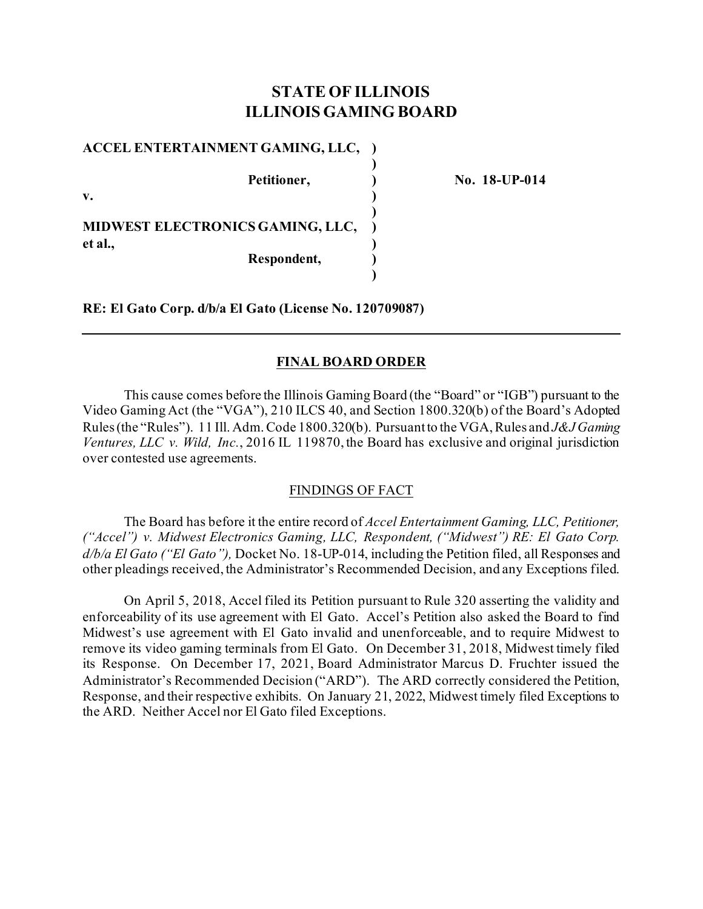# STATE OF ILLINOIS
# ILLINOIS GAMING BOARD

| | | |
|---|---|---|
| **ACCEL ENTERTAINMENT GAMING, LLC,** | **)** | |
| | **)** | |
| **Petitioner,** | **)** | **No. 18-UP-014** |
| **v.** | **)** | |
| | **)** | |
| **MIDWEST ELECTRONICS GAMING, LLC, et al.,** | **)** | |
| **Respondent,** | **)** | |
| | **)** | |

**RE: El Gato Corp. d/b/a El Gato (License No. 120709087)**

---

## FINAL BOARD ORDER

This cause comes before the Illinois Gaming Board (the "Board" or "IGB") pursuant to the Video Gaming Act (the "VGA"), 210 ILCS 40, and Section 1800.320(b) of the Board's Adopted Rules (the "Rules"). 11 Ill. Adm. Code 1800.320(b). Pursuant to the VGA, Rules and *J&J Gaming Ventures, LLC v. Wild, Inc.*, 2016 IL 119870, the Board has exclusive and original jurisdiction over contested use agreements.

### FINDINGS OF FACT

The Board has before it the entire record of *Accel Entertainment Gaming, LLC, Petitioner, ("Accel") v. Midwest Electronics Gaming, LLC, Respondent, ("Midwest") RE: El Gato Corp. d/b/a El Gato ("El Gato"),* Docket No. 18-UP-014, including the Petition filed, all Responses and other pleadings received, the Administrator's Recommended Decision, and any Exceptions filed.

On April 5, 2018, Accel filed its Petition pursuant to Rule 320 asserting the validity and enforceability of its use agreement with El Gato. Accel's Petition also asked the Board to find Midwest's use agreement with El Gato invalid and unenforceable, and to require Midwest to remove its video gaming terminals from El Gato. On December 31, 2018, Midwest timely filed its Response. On December 17, 2021, Board Administrator Marcus D. Fruchter issued the Administrator's Recommended Decision ("ARD"). The ARD correctly considered the Petition, Response, and their respective exhibits. On January 21, 2022, Midwest timely filed Exceptions to the ARD. Neither Accel nor El Gato filed Exceptions.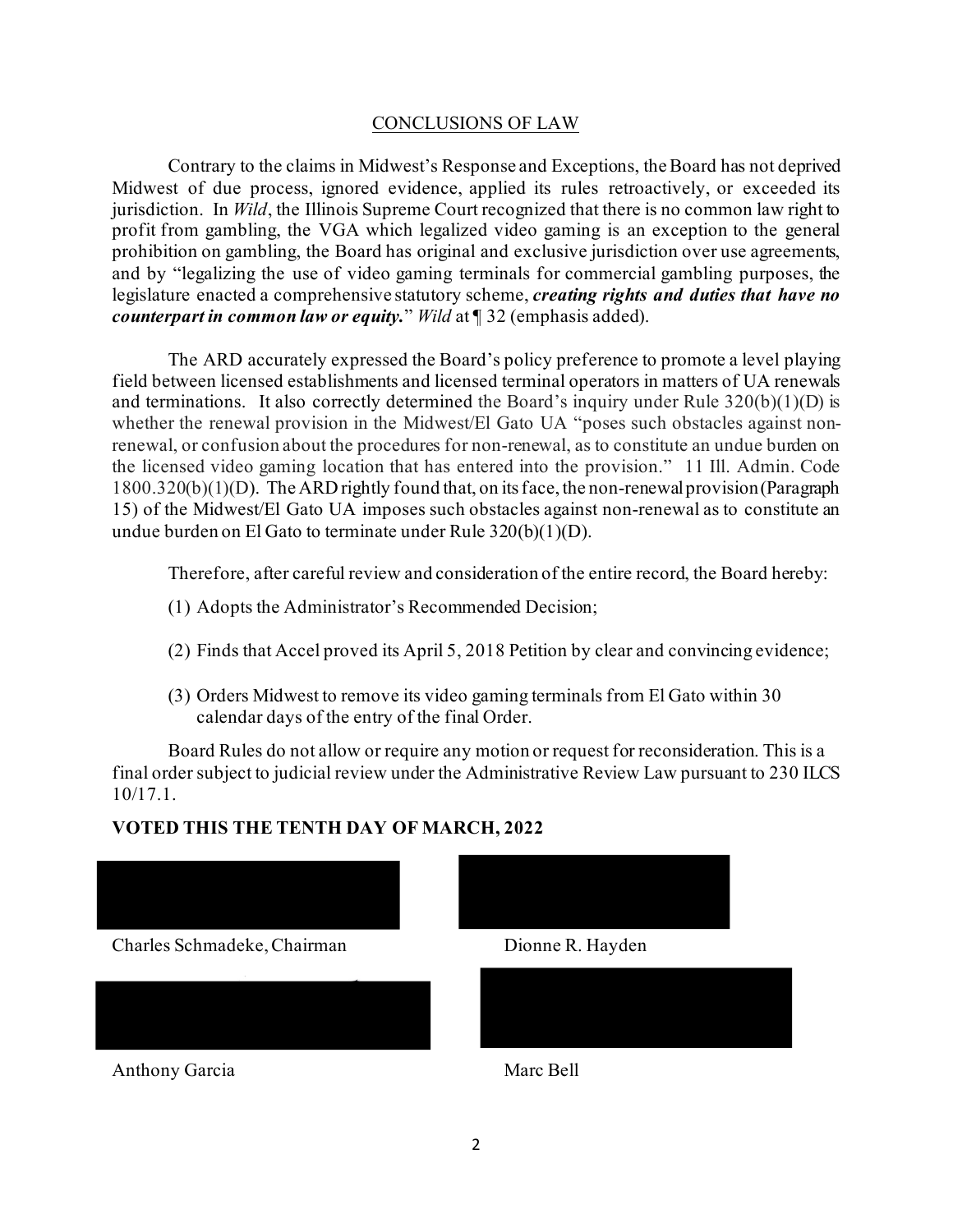## CONCLUSIONS OF LAW

Contrary to the claims in Midwest's Response and Exceptions, the Board has not deprived Midwest of due process, ignored evidence, applied its rules retroactively, or exceeded its jurisdiction. In *Wild*, the Illinois Supreme Court recognized that there is no common law right to profit from gambling, the VGA which legalized video gaming is an exception to the general prohibition on gambling, the Board has original and exclusive jurisdiction over use agreements, and by "legalizing the use of video gaming terminals for commercial gambling purposes, the legislature enacted a comprehensive statutory scheme, ***creating rights and duties that have no counterpart in common law or equity.***" *Wild* at ¶ 32 (emphasis added).

The ARD accurately expressed the Board's policy preference to promote a level playing field between licensed establishments and licensed terminal operators in matters of UA renewals and terminations. It also correctly determined the Board's inquiry under Rule 320(b)(1)(D) is whether the renewal provision in the Midwest/El Gato UA "poses such obstacles against non-renewal, or confusion about the procedures for non-renewal, as to constitute an undue burden on the licensed video gaming location that has entered into the provision." 11 Ill. Admin. Code 1800.320(b)(1)(D). The ARD rightly found that, on its face, the non-renewal provision (Paragraph 15) of the Midwest/El Gato UA imposes such obstacles against non-renewal as to constitute an undue burden on El Gato to terminate under Rule 320(b)(1)(D).

Therefore, after careful review and consideration of the entire record, the Board hereby:

(1) Adopts the Administrator's Recommended Decision;

(2) Finds that Accel proved its April 5, 2018 Petition by clear and convincing evidence;

(3) Orders Midwest to remove its video gaming terminals from El Gato within 30 calendar days of the entry of the final Order.

Board Rules do not allow or require any motion or request for reconsideration. This is a final order subject to judicial review under the Administrative Review Law pursuant to 230 ILCS 10/17.1.

**VOTED THIS THE TENTH DAY OF MARCH, 2022**

Charles Schmadeke, Chairman

Dionne R. Hayden

Anthony Garcia

Marc Bell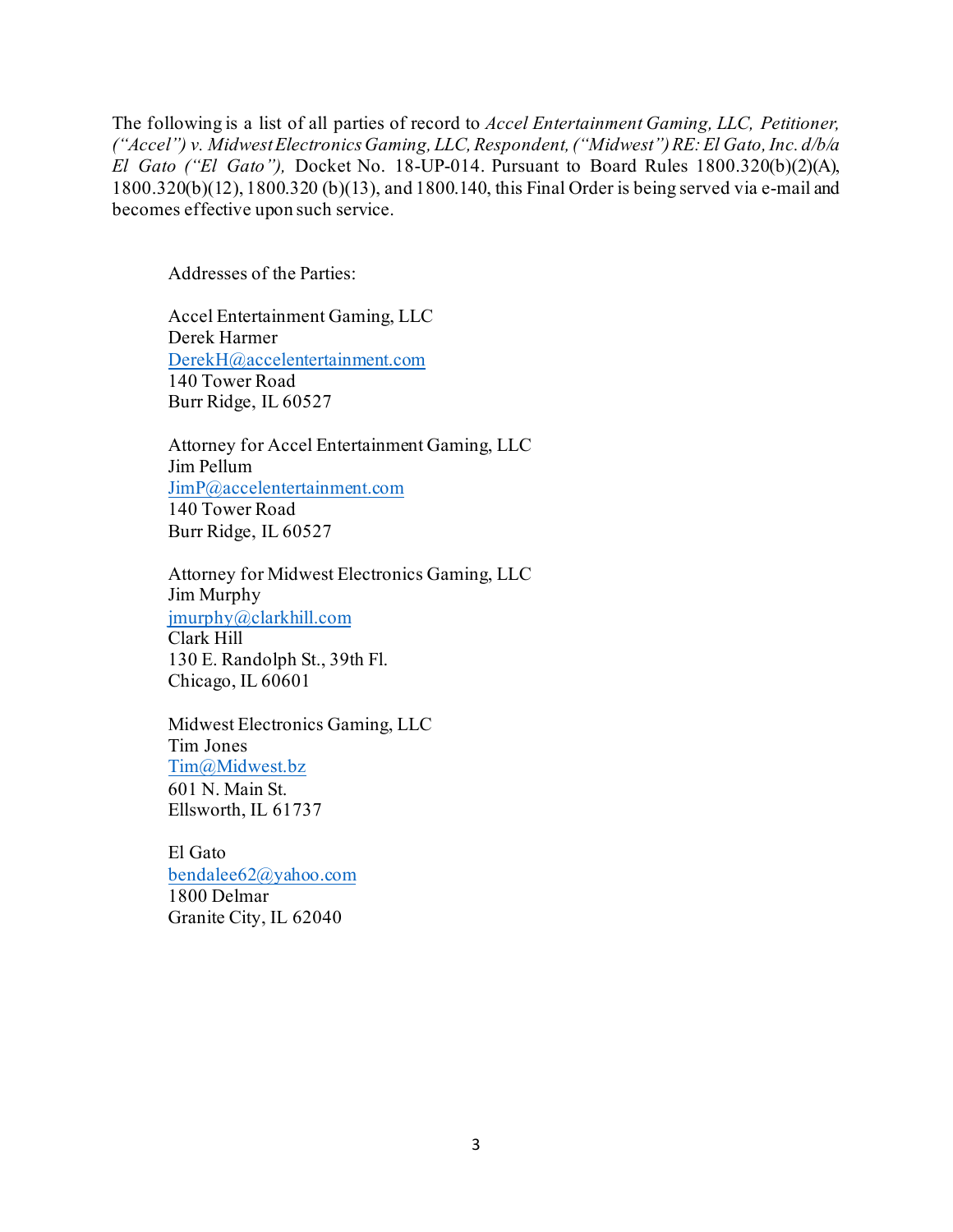The following is a list of all parties of record to *Accel Entertainment Gaming, LLC, Petitioner, ("Accel") v. Midwest Electronics Gaming, LLC, Respondent, ("Midwest") RE: El Gato, Inc. d/b/a El Gato ("El Gato"),* Docket No. 18-UP-014. Pursuant to Board Rules 1800.320(b)(2)(A), 1800.320(b)(12), 1800.320 (b)(13), and 1800.140, this Final Order is being served via e-mail and becomes effective upon such service.

Addresses of the Parties:

Accel Entertainment Gaming, LLC
Derek Harmer
DerekH@accelentertainment.com
140 Tower Road
Burr Ridge, IL 60527

Attorney for Accel Entertainment Gaming, LLC
Jim Pellum
JimP@accelentertainment.com
140 Tower Road
Burr Ridge, IL 60527

Attorney for Midwest Electronics Gaming, LLC
Jim Murphy
jmurphy@clarkhill.com
Clark Hill
130 E. Randolph St., 39th Fl.
Chicago, IL 60601

Midwest Electronics Gaming, LLC
Tim Jones
Tim@Midwest.bz
601 N. Main St.
Ellsworth, IL 61737

El Gato
bendalee62@yahoo.com
1800 Delmar
Granite City, IL 62040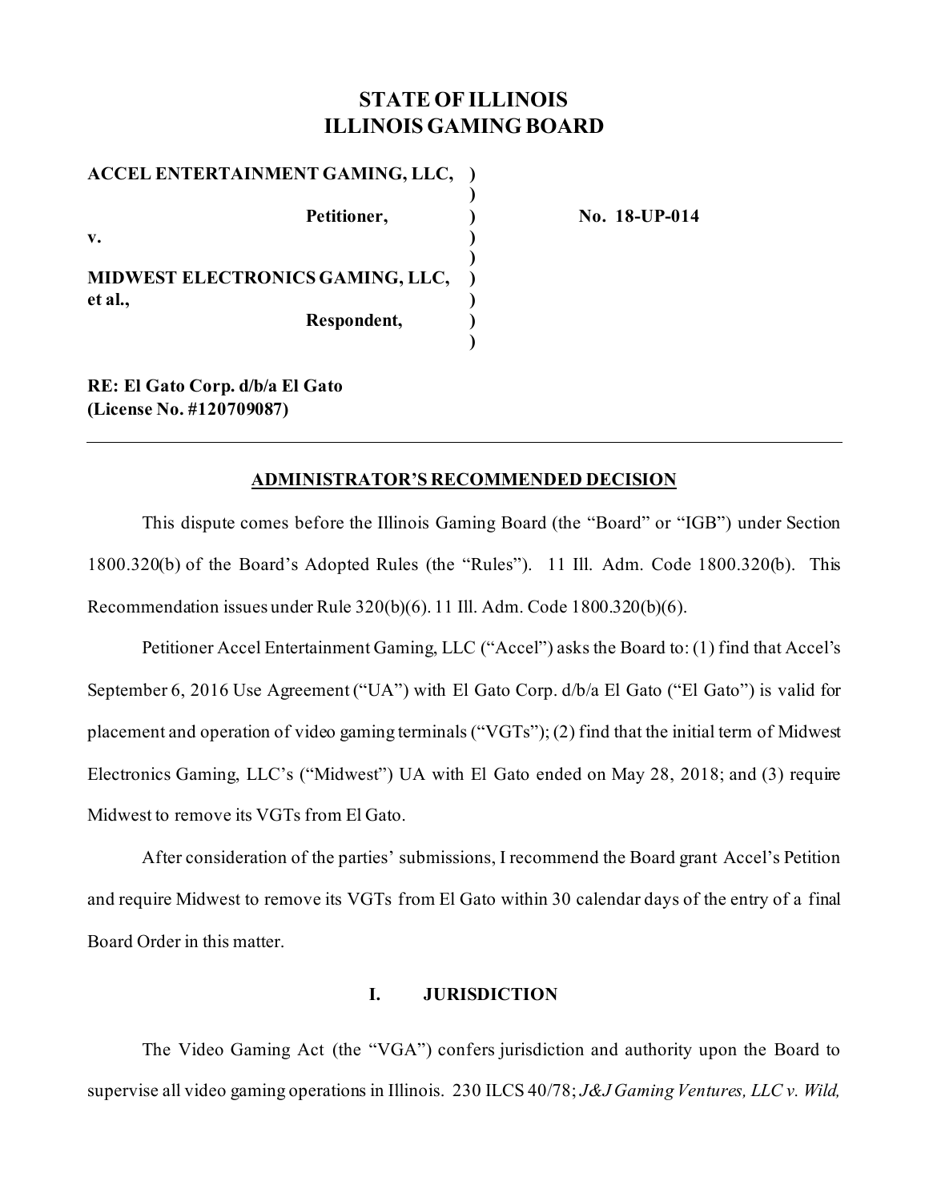# STATE OF ILLINOIS
# ILLINOIS GAMING BOARD

**ACCEL ENTERTAINMENT GAMING, LLC,** )
)
**Petitioner,** ) **No. 18-UP-014**
**v.** )
)
**MIDWEST ELECTRONICS GAMING, LLC,** )
**et al.,** )
**Respondent,** )
)

**RE: El Gato Corp. d/b/a El Gato**
**(License No. #120709087)**

---

**ADMINISTRATOR'S RECOMMENDED DECISION**

This dispute comes before the Illinois Gaming Board (the "Board" or "IGB") under Section 1800.320(b) of the Board's Adopted Rules (the "Rules"). 11 Ill. Adm. Code 1800.320(b). This Recommendation issues under Rule 320(b)(6). 11 Ill. Adm. Code 1800.320(b)(6).

Petitioner Accel Entertainment Gaming, LLC ("Accel") asks the Board to: (1) find that Accel's September 6, 2016 Use Agreement ("UA") with El Gato Corp. d/b/a El Gato ("El Gato") is valid for placement and operation of video gaming terminals ("VGTs"); (2) find that the initial term of Midwest Electronics Gaming, LLC's ("Midwest") UA with El Gato ended on May 28, 2018; and (3) require Midwest to remove its VGTs from El Gato.

After consideration of the parties' submissions, I recommend the Board grant Accel's Petition and require Midwest to remove its VGTs from El Gato within 30 calendar days of the entry of a final Board Order in this matter.

## I. JURISDICTION

The Video Gaming Act (the "VGA") confers jurisdiction and authority upon the Board to supervise all video gaming operations in Illinois. 230 ILCS 40/78; *J&J Gaming Ventures, LLC v. Wild,*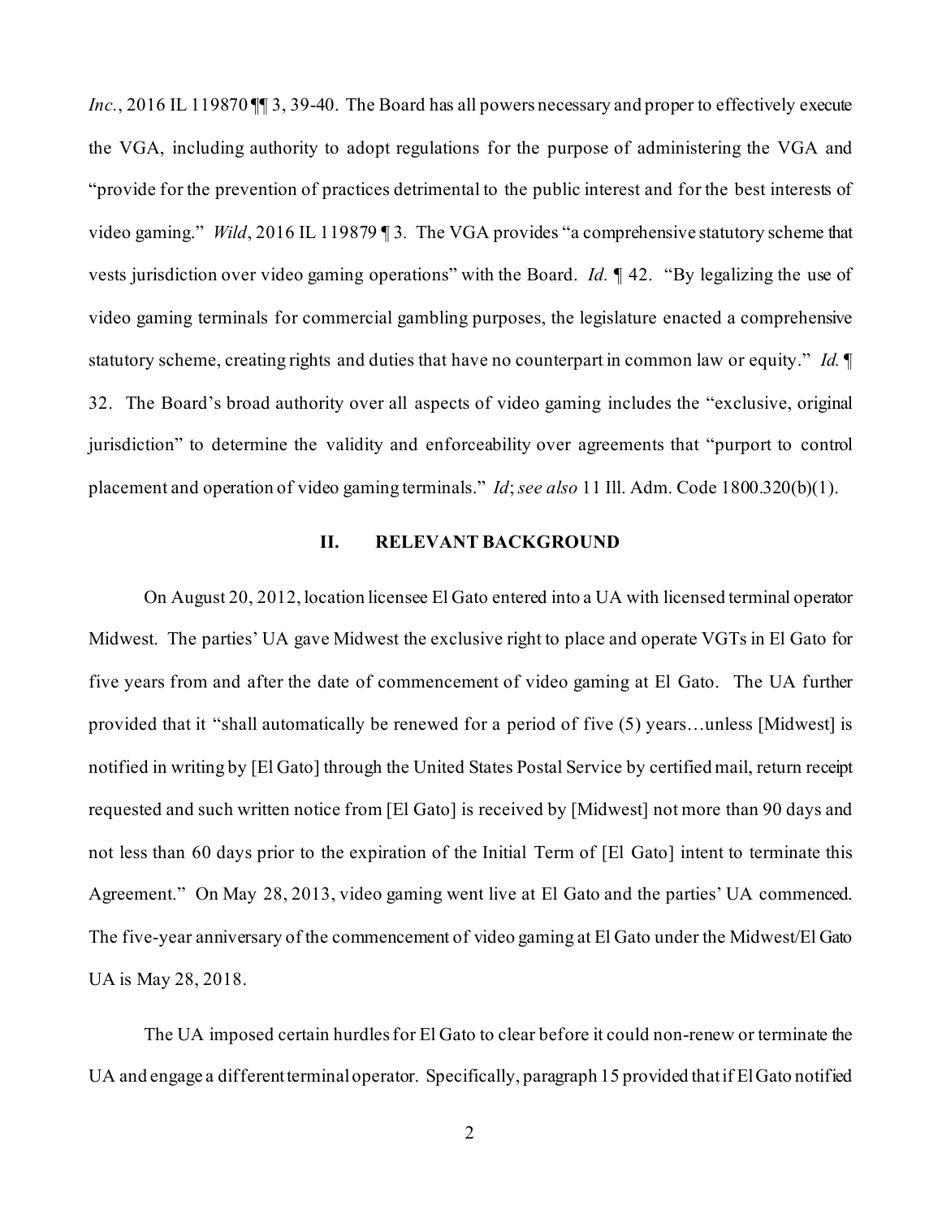*Inc.*, 2016 IL 119870 ¶¶ 3, 39-40. The Board has all powers necessary and proper to effectively execute the VGA, including authority to adopt regulations for the purpose of administering the VGA and "provide for the prevention of practices detrimental to the public interest and for the best interests of video gaming." *Wild*, 2016 IL 119879 ¶ 3. The VGA provides "a comprehensive statutory scheme that vests jurisdiction over video gaming operations" with the Board. *Id.* ¶ 42. "By legalizing the use of video gaming terminals for commercial gambling purposes, the legislature enacted a comprehensive statutory scheme, creating rights and duties that have no counterpart in common law or equity." *Id.* ¶ 32. The Board's broad authority over all aspects of video gaming includes the "exclusive, original jurisdiction" to determine the validity and enforceability over agreements that "purport to control placement and operation of video gaming terminals." *Id*; *see also* 11 Ill. Adm. Code 1800.320(b)(1).

## II. RELEVANT BACKGROUND

On August 20, 2012, location licensee El Gato entered into a UA with licensed terminal operator Midwest. The parties' UA gave Midwest the exclusive right to place and operate VGTs in El Gato for five years from and after the date of commencement of video gaming at El Gato. The UA further provided that it "shall automatically be renewed for a period of five (5) years…unless [Midwest] is notified in writing by [El Gato] through the United States Postal Service by certified mail, return receipt requested and such written notice from [El Gato] is received by [Midwest] not more than 90 days and not less than 60 days prior to the expiration of the Initial Term of [El Gato] intent to terminate this Agreement." On May 28, 2013, video gaming went live at El Gato and the parties' UA commenced. The five-year anniversary of the commencement of video gaming at El Gato under the Midwest/El Gato UA is May 28, 2018.

The UA imposed certain hurdles for El Gato to clear before it could non-renew or terminate the UA and engage a different terminal operator. Specifically, paragraph 15 provided that if El Gato notified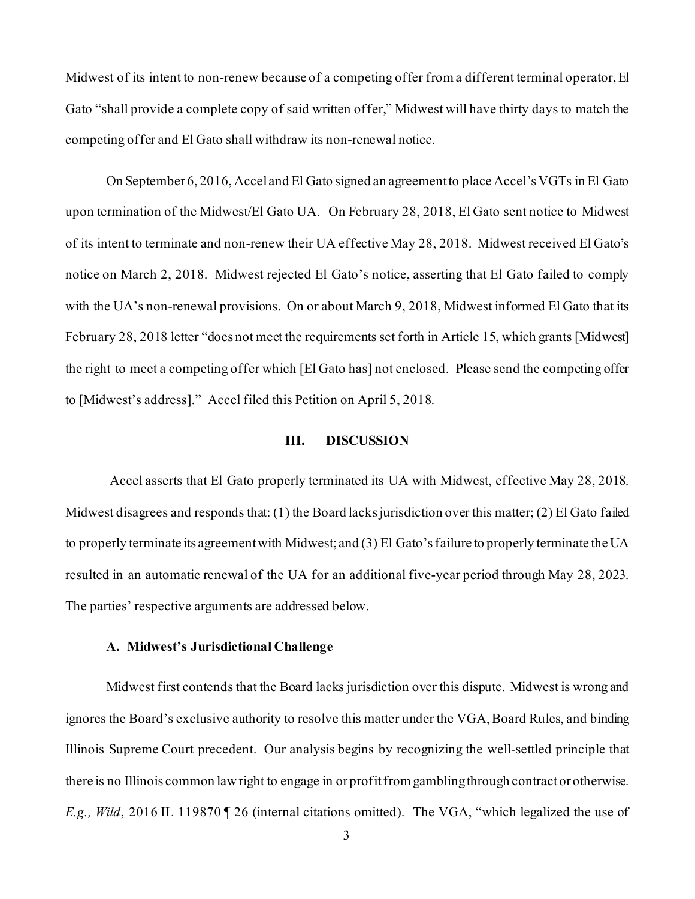Midwest of its intent to non-renew because of a competing offer from a different terminal operator, El Gato "shall provide a complete copy of said written offer," Midwest will have thirty days to match the competing offer and El Gato shall withdraw its non-renewal notice.

On September 6, 2016, Accel and El Gato signed an agreement to place Accel's VGTs in El Gato upon termination of the Midwest/El Gato UA. On February 28, 2018, El Gato sent notice to Midwest of its intent to terminate and non-renew their UA effective May 28, 2018. Midwest received El Gato's notice on March 2, 2018. Midwest rejected El Gato's notice, asserting that El Gato failed to comply with the UA's non-renewal provisions. On or about March 9, 2018, Midwest informed El Gato that its February 28, 2018 letter "does not meet the requirements set forth in Article 15, which grants [Midwest] the right to meet a competing offer which [El Gato has] not enclosed. Please send the competing offer to [Midwest's address]." Accel filed this Petition on April 5, 2018.

## III. DISCUSSION

Accel asserts that El Gato properly terminated its UA with Midwest, effective May 28, 2018. Midwest disagrees and responds that: (1) the Board lacks jurisdiction over this matter; (2) El Gato failed to properly terminate its agreement with Midwest; and (3) El Gato's failure to properly terminate the UA resulted in an automatic renewal of the UA for an additional five-year period through May 28, 2023. The parties' respective arguments are addressed below.

### A. Midwest's Jurisdictional Challenge

Midwest first contends that the Board lacks jurisdiction over this dispute. Midwest is wrong and ignores the Board's exclusive authority to resolve this matter under the VGA, Board Rules, and binding Illinois Supreme Court precedent. Our analysis begins by recognizing the well-settled principle that there is no Illinois common law right to engage in or profit from gambling through contract or otherwise. *E.g., Wild*, 2016 IL 119870 ¶ 26 (internal citations omitted). The VGA, "which legalized the use of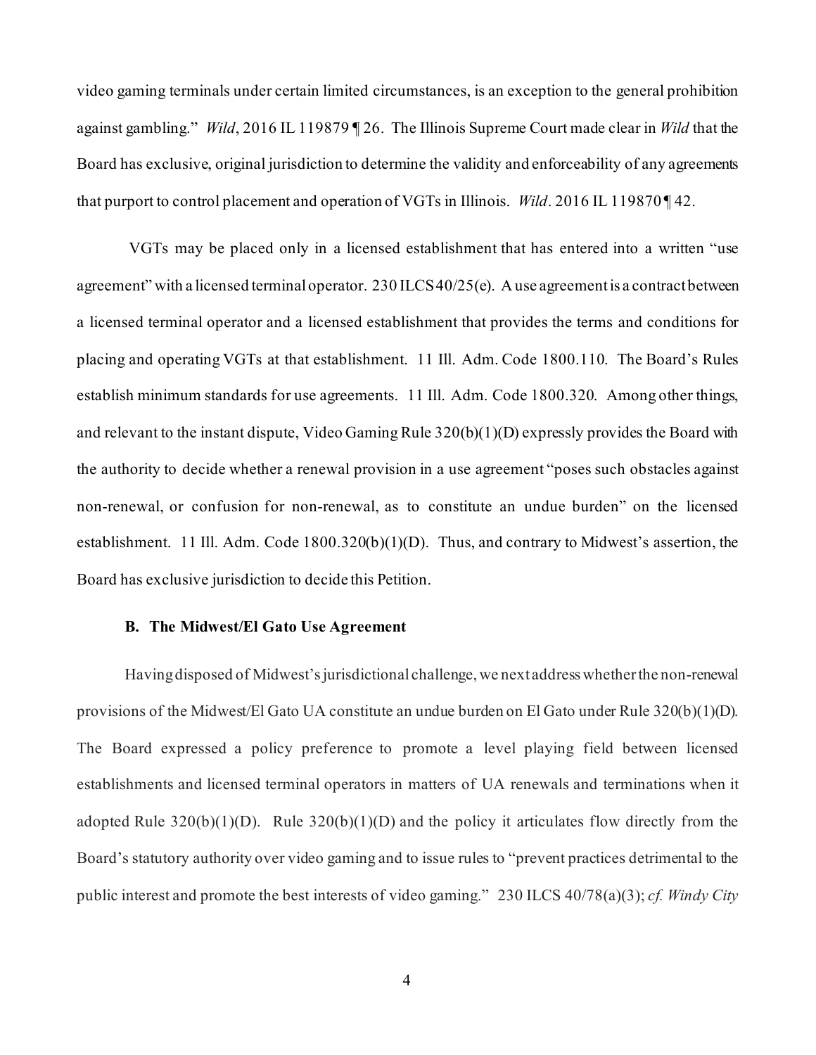video gaming terminals under certain limited circumstances, is an exception to the general prohibition against gambling." *Wild*, 2016 IL 119879 ¶ 26. The Illinois Supreme Court made clear in *Wild* that the Board has exclusive, original jurisdiction to determine the validity and enforceability of any agreements that purport to control placement and operation of VGTs in Illinois. *Wild*. 2016 IL 119870 ¶ 42.

VGTs may be placed only in a licensed establishment that has entered into a written "use agreement" with a licensed terminal operator. 230 ILCS 40/25(e). A use agreement is a contract between a licensed terminal operator and a licensed establishment that provides the terms and conditions for placing and operating VGTs at that establishment. 11 Ill. Adm. Code 1800.110. The Board's Rules establish minimum standards for use agreements. 11 Ill. Adm. Code 1800.320. Among other things, and relevant to the instant dispute, Video Gaming Rule 320(b)(1)(D) expressly provides the Board with the authority to decide whether a renewal provision in a use agreement "poses such obstacles against non-renewal, or confusion for non-renewal, as to constitute an undue burden" on the licensed establishment. 11 Ill. Adm. Code 1800.320(b)(1)(D). Thus, and contrary to Midwest's assertion, the Board has exclusive jurisdiction to decide this Petition.

**B. The Midwest/El Gato Use Agreement**

Having disposed of Midwest's jurisdictional challenge, we next address whether the non-renewal provisions of the Midwest/El Gato UA constitute an undue burden on El Gato under Rule 320(b)(1)(D). The Board expressed a policy preference to promote a level playing field between licensed establishments and licensed terminal operators in matters of UA renewals and terminations when it adopted Rule 320(b)(1)(D). Rule 320(b)(1)(D) and the policy it articulates flow directly from the Board's statutory authority over video gaming and to issue rules to "prevent practices detrimental to the public interest and promote the best interests of video gaming." 230 ILCS 40/78(a)(3); *cf. Windy City*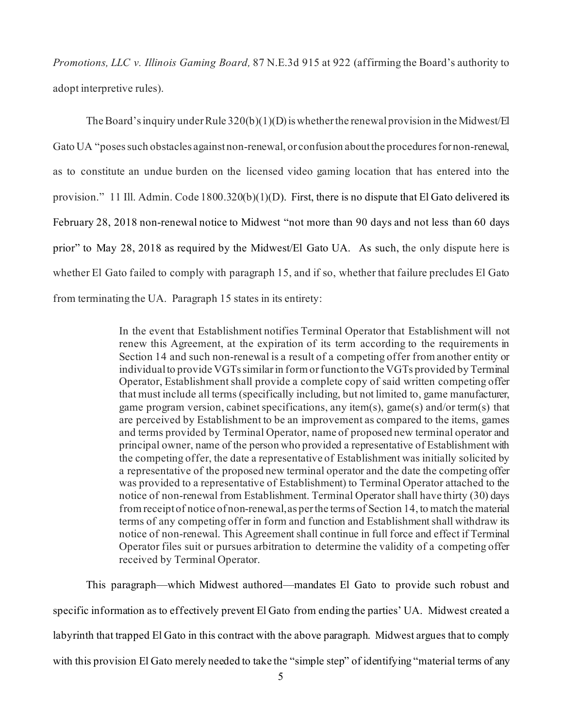*Promotions, LLC v. Illinois Gaming Board,* 87 N.E.3d 915 at 922 (affirming the Board's authority to adopt interpretive rules).

The Board's inquiry under Rule 320(b)(1)(D) is whether the renewal provision in the Midwest/El Gato UA "poses such obstacles against non-renewal, or confusion about the procedures for non-renewal, as to constitute an undue burden on the licensed video gaming location that has entered into the provision." 11 Ill. Admin. Code 1800.320(b)(1)(D). First, there is no dispute that El Gato delivered its February 28, 2018 non-renewal notice to Midwest "not more than 90 days and not less than 60 days prior" to May 28, 2018 as required by the Midwest/El Gato UA. As such, the only dispute here is whether El Gato failed to comply with paragraph 15, and if so, whether that failure precludes El Gato from terminating the UA. Paragraph 15 states in its entirety:

> In the event that Establishment notifies Terminal Operator that Establishment will not renew this Agreement, at the expiration of its term according to the requirements in Section 14 and such non-renewal is a result of a competing offer from another entity or individual to provide VGTs similar in form or function to the VGTs provided by Terminal Operator, Establishment shall provide a complete copy of said written competing offer that must include all terms (specifically including, but not limited to, game manufacturer, game program version, cabinet specifications, any item(s), game(s) and/or term(s) that are perceived by Establishment to be an improvement as compared to the items, games and terms provided by Terminal Operator, name of proposed new terminal operator and principal owner, name of the person who provided a representative of Establishment with the competing offer, the date a representative of Establishment was initially solicited by a representative of the proposed new terminal operator and the date the competing offer was provided to a representative of Establishment) to Terminal Operator attached to the notice of non-renewal from Establishment. Terminal Operator shall have thirty (30) days from receipt of notice of non-renewal, as per the terms of Section 14, to match the material terms of any competing offer in form and function and Establishment shall withdraw its notice of non-renewal. This Agreement shall continue in full force and effect if Terminal Operator files suit or pursues arbitration to determine the validity of a competing offer received by Terminal Operator.

This paragraph—which Midwest authored—mandates El Gato to provide such robust and specific information as to effectively prevent El Gato from ending the parties' UA. Midwest created a labyrinth that trapped El Gato in this contract with the above paragraph. Midwest argues that to comply with this provision El Gato merely needed to take the "simple step" of identifying "material terms of any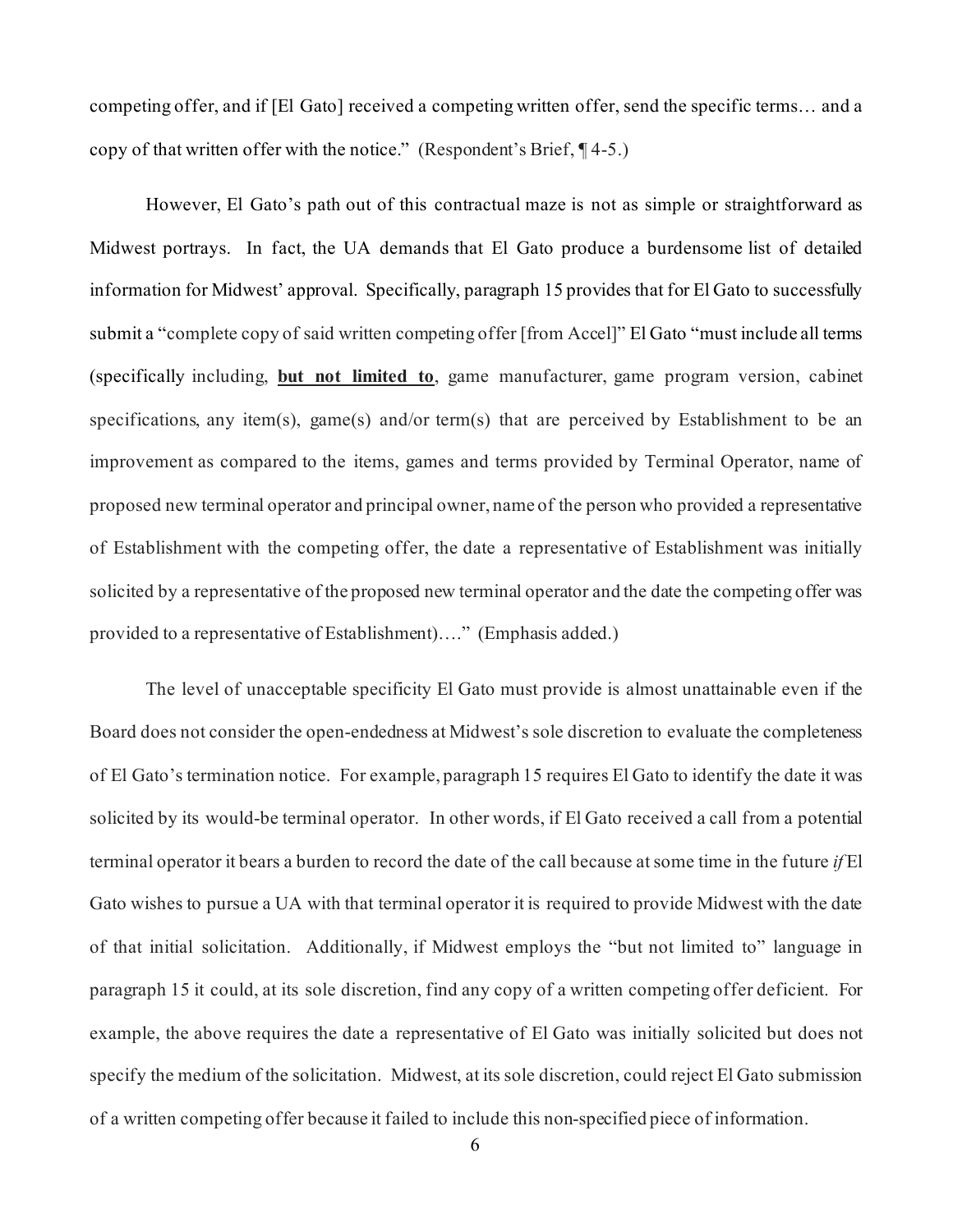competing offer, and if [El Gato] received a competing written offer, send the specific terms… and a copy of that written offer with the notice." (Respondent's Brief, ¶ 4-5.)

However, El Gato's path out of this contractual maze is not as simple or straightforward as Midwest portrays. In fact, the UA demands that El Gato produce a burdensome list of detailed information for Midwest' approval. Specifically, paragraph 15 provides that for El Gato to successfully submit a "complete copy of said written competing offer [from Accel]" El Gato "must include all terms (specifically including, **<u>but not limited to</u>**, game manufacturer, game program version, cabinet specifications, any item(s), game(s) and/or term(s) that are perceived by Establishment to be an improvement as compared to the items, games and terms provided by Terminal Operator, name of proposed new terminal operator and principal owner, name of the person who provided a representative of Establishment with the competing offer, the date a representative of Establishment was initially solicited by a representative of the proposed new terminal operator and the date the competing offer was provided to a representative of Establishment)…." (Emphasis added.)

The level of unacceptable specificity El Gato must provide is almost unattainable even if the Board does not consider the open-endedness at Midwest's sole discretion to evaluate the completeness of El Gato's termination notice. For example, paragraph 15 requires El Gato to identify the date it was solicited by its would-be terminal operator. In other words, if El Gato received a call from a potential terminal operator it bears a burden to record the date of the call because at some time in the future *if* El Gato wishes to pursue a UA with that terminal operator it is required to provide Midwest with the date of that initial solicitation. Additionally, if Midwest employs the "but not limited to" language in paragraph 15 it could, at its sole discretion, find any copy of a written competing offer deficient. For example, the above requires the date a representative of El Gato was initially solicited but does not specify the medium of the solicitation. Midwest, at its sole discretion, could reject El Gato submission of a written competing offer because it failed to include this non-specified piece of information.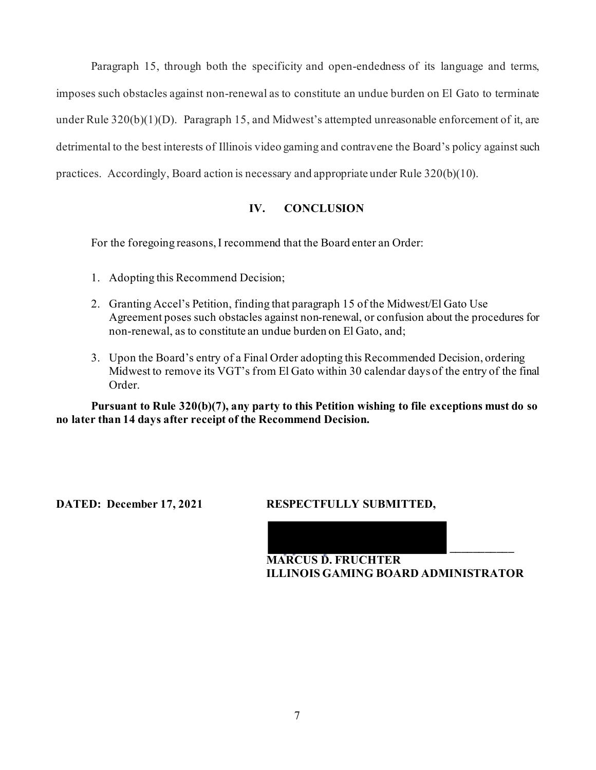Paragraph 15, through both the specificity and open-endedness of its language and terms, imposes such obstacles against non-renewal as to constitute an undue burden on El Gato to terminate under Rule 320(b)(1)(D). Paragraph 15, and Midwest's attempted unreasonable enforcement of it, are detrimental to the best interests of Illinois video gaming and contravene the Board's policy against such practices. Accordingly, Board action is necessary and appropriate under Rule 320(b)(10).

## IV. CONCLUSION

For the foregoing reasons, I recommend that the Board enter an Order:

1. Adopting this Recommend Decision;
2. Granting Accel's Petition, finding that paragraph 15 of the Midwest/El Gato Use Agreement poses such obstacles against non-renewal, or confusion about the procedures for non-renewal, as to constitute an undue burden on El Gato, and;
3. Upon the Board's entry of a Final Order adopting this Recommended Decision, ordering Midwest to remove its VGT's from El Gato within 30 calendar days of the entry of the final Order.

**Pursuant to Rule 320(b)(7), any party to this Petition wishing to file exceptions must do so no later than 14 days after receipt of the Recommend Decision.**

**DATED: December 17, 2021**

**RESPECTFULLY SUBMITTED,**

**MARCUS D. FRUCHTER**
**ILLINOIS GAMING BOARD ADMINISTRATOR**